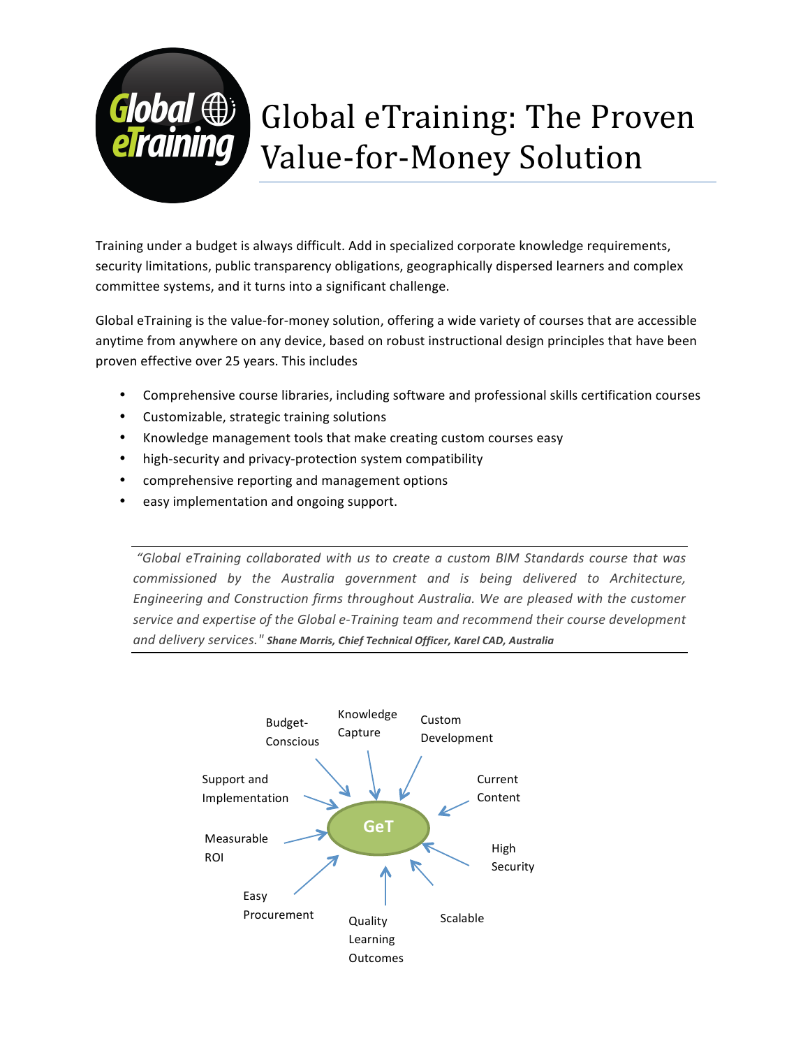# Global eTraining: The Proven Value-for-Money Solution

Training under a budget is always difficult. Add in specialized corporate knowledge requirements, security limitations, public transparency obligations, geographically dispersed learners and complex committee systems, and it turns into a significant challenge.

Global eTraining is the value-for-money solution, offering a wide variety of courses that are accessible anytime from anywhere on any device, based on robust instructional design principles that have been proven effective over 25 years. This includes

- Comprehensive course libraries, including software and professional skills certification courses
- Customizable, strategic training solutions
- Knowledge management tools that make creating custom courses easy
- high-security and privacy-protection system compatibility
- comprehensive reporting and management options
- easy implementation and ongoing support.

> *"Global eTraining collaborated with us to create a custom BIM Standards course that was commissioned by the Australia government and is being delivered to Architecture, Engineering and Construction firms throughout Australia. We are pleased with the customer service and expertise of the Global e-Training team and recommend their course development and delivery services."* ***Shane Morris, Chief Technical Officer, Karel CAD, Australia***

GeT

- Budget-Conscious
- Knowledge Capture
- Custom Development
- Current Content
- High Security
- Scalable
- Quality Learning Outcomes
- Easy Procurement
- Measurable ROI
- Support and Implementation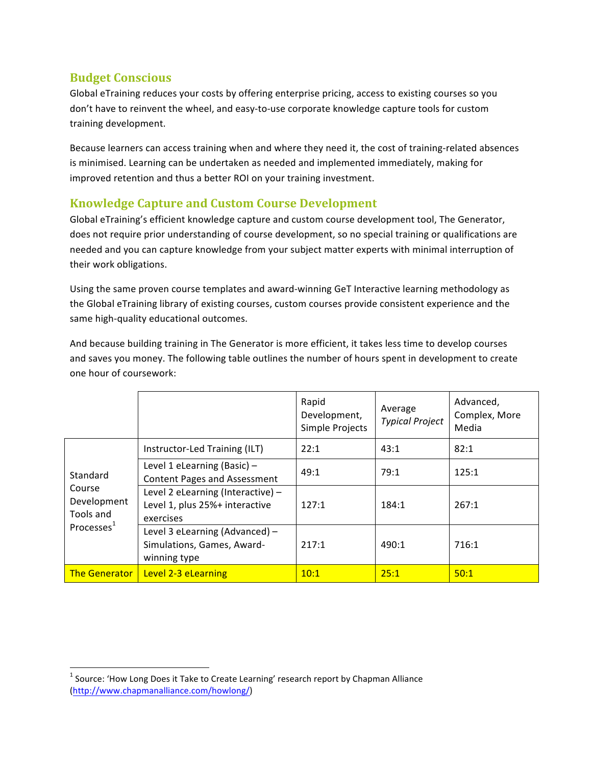## Budget Conscious

Global eTraining reduces your costs by offering enterprise pricing, access to existing courses so you don't have to reinvent the wheel, and easy-to-use corporate knowledge capture tools for custom training development.

Because learners can access training when and where they need it, the cost of training-related absences is minimised. Learning can be undertaken as needed and implemented immediately, making for improved retention and thus a better ROI on your training investment.

## Knowledge Capture and Custom Course Development

Global eTraining's efficient knowledge capture and custom course development tool, The Generator, does not require prior understanding of course development, so no special training or qualifications are needed and you can capture knowledge from your subject matter experts with minimal interruption of their work obligations.

Using the same proven course templates and award-winning GeT Interactive learning methodology as the Global eTraining library of existing courses, custom courses provide consistent experience and the same high-quality educational outcomes.

And because building training in The Generator is more efficient, it takes less time to develop courses and saves you money. The following table outlines the number of hours spent in development to create one hour of coursework:

| | | Rapid Development, Simple Projects | Average *Typical Project* | Advanced, Complex, More Media |
|---|---|---|---|---|
| Standard Course Development Tools and Processes[1] | Instructor-Led Training (ILT) | 22:1 | 43:1 | 82:1 |
| | Level 1 eLearning (Basic) – Content Pages and Assessment | 49:1 | 79:1 | 125:1 |
| | Level 2 eLearning (Interactive) – Level 1, plus 25%+ interactive exercises | 127:1 | 184:1 | 267:1 |
| | Level 3 eLearning (Advanced) – Simulations, Games, Award-winning type | 217:1 | 490:1 | 716:1 |
| The Generator | Level 2-3 eLearning | 10:1 | 25:1 | 50:1 |

[1] Source: 'How Long Does it Take to Create Learning' research report by Chapman Alliance (http://www.chapmanalliance.com/howlong/)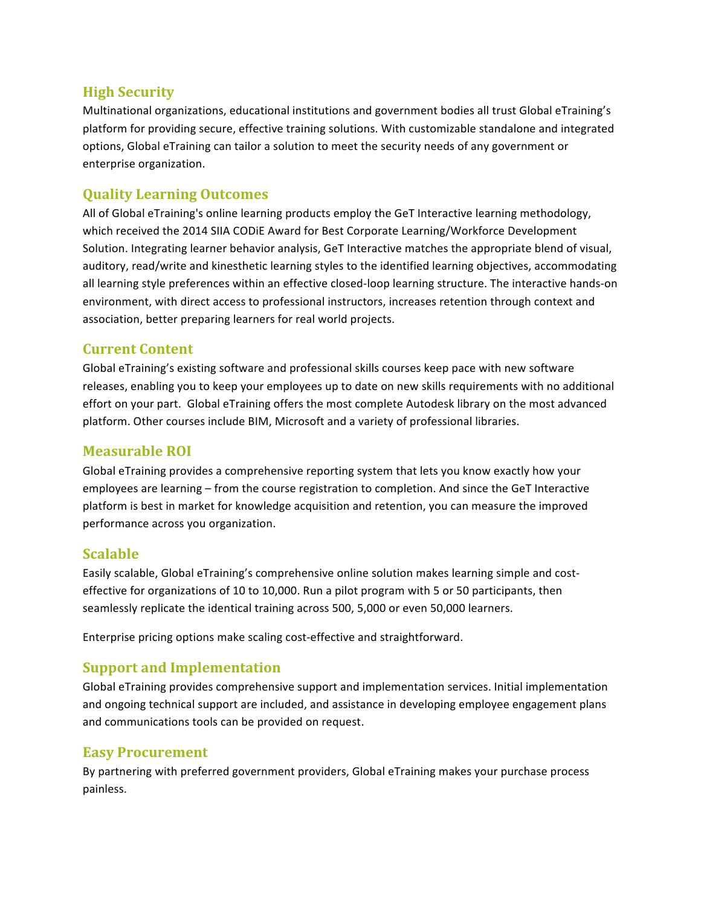## High Security

Multinational organizations, educational institutions and government bodies all trust Global eTraining's platform for providing secure, effective training solutions. With customizable standalone and integrated options, Global eTraining can tailor a solution to meet the security needs of any government or enterprise organization.

## Quality Learning Outcomes

All of Global eTraining's online learning products employ the GeT Interactive learning methodology, which received the 2014 SIIA CODiE Award for Best Corporate Learning/Workforce Development Solution. Integrating learner behavior analysis, GeT Interactive matches the appropriate blend of visual, auditory, read/write and kinesthetic learning styles to the identified learning objectives, accommodating all learning style preferences within an effective closed-loop learning structure. The interactive hands-on environment, with direct access to professional instructors, increases retention through context and association, better preparing learners for real world projects.

## Current Content

Global eTraining's existing software and professional skills courses keep pace with new software releases, enabling you to keep your employees up to date on new skills requirements with no additional effort on your part. Global eTraining offers the most complete Autodesk library on the most advanced platform. Other courses include BIM, Microsoft and a variety of professional libraries.

## Measurable ROI

Global eTraining provides a comprehensive reporting system that lets you know exactly how your employees are learning – from the course registration to completion. And since the GeT Interactive platform is best in market for knowledge acquisition and retention, you can measure the improved performance across you organization.

## Scalable

Easily scalable, Global eTraining's comprehensive online solution makes learning simple and cost-effective for organizations of 10 to 10,000. Run a pilot program with 5 or 50 participants, then seamlessly replicate the identical training across 500, 5,000 or even 50,000 learners.

Enterprise pricing options make scaling cost-effective and straightforward.

## Support and Implementation

Global eTraining provides comprehensive support and implementation services. Initial implementation and ongoing technical support are included, and assistance in developing employee engagement plans and communications tools can be provided on request.

## Easy Procurement

By partnering with preferred government providers, Global eTraining makes your purchase process painless.